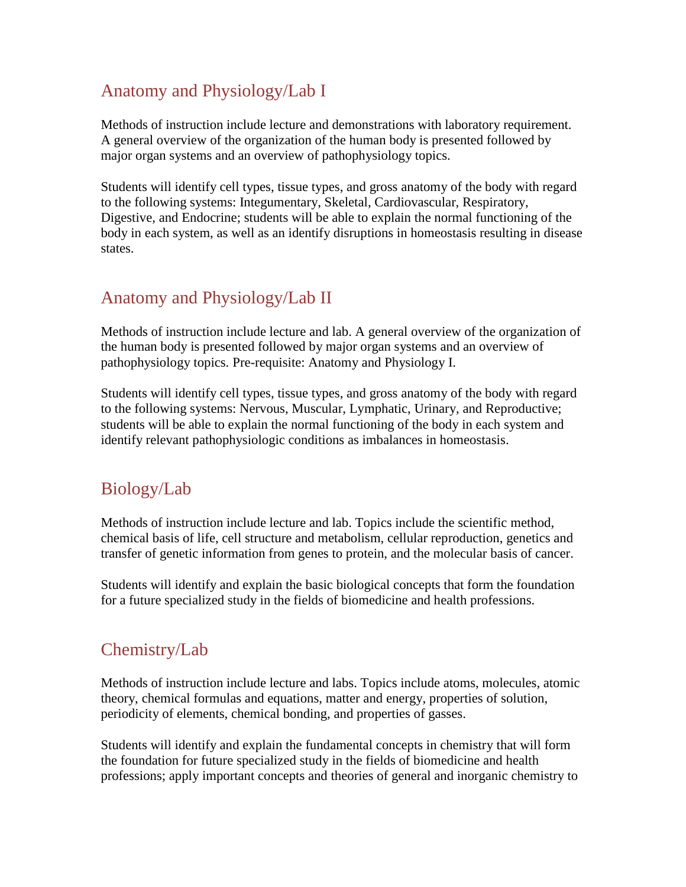## Anatomy and Physiology/Lab I

Methods of instruction include lecture and demonstrations with laboratory requirement. A general overview of the organization of the human body is presented followed by major organ systems and an overview of pathophysiology topics.

Students will identify cell types, tissue types, and gross anatomy of the body with regard to the following systems: Integumentary, Skeletal, Cardiovascular, Respiratory, Digestive, and Endocrine; students will be able to explain the normal functioning of the body in each system, as well as an identify disruptions in homeostasis resulting in disease states.

## Anatomy and Physiology/Lab II

Methods of instruction include lecture and lab. A general overview of the organization of the human body is presented followed by major organ systems and an overview of pathophysiology topics. Pre-requisite: Anatomy and Physiology I.

Students will identify cell types, tissue types, and gross anatomy of the body with regard to the following systems: Nervous, Muscular, Lymphatic, Urinary, and Reproductive; students will be able to explain the normal functioning of the body in each system and identify relevant pathophysiologic conditions as imbalances in homeostasis.

## Biology/Lab

Methods of instruction include lecture and lab. Topics include the scientific method, chemical basis of life, cell structure and metabolism, cellular reproduction, genetics and transfer of genetic information from genes to protein, and the molecular basis of cancer.

Students will identify and explain the basic biological concepts that form the foundation for a future specialized study in the fields of biomedicine and health professions.

## Chemistry/Lab

Methods of instruction include lecture and labs. Topics include atoms, molecules, atomic theory, chemical formulas and equations, matter and energy, properties of solution, periodicity of elements, chemical bonding, and properties of gasses.

Students will identify and explain the fundamental concepts in chemistry that will form the foundation for future specialized study in the fields of biomedicine and health professions; apply important concepts and theories of general and inorganic chemistry to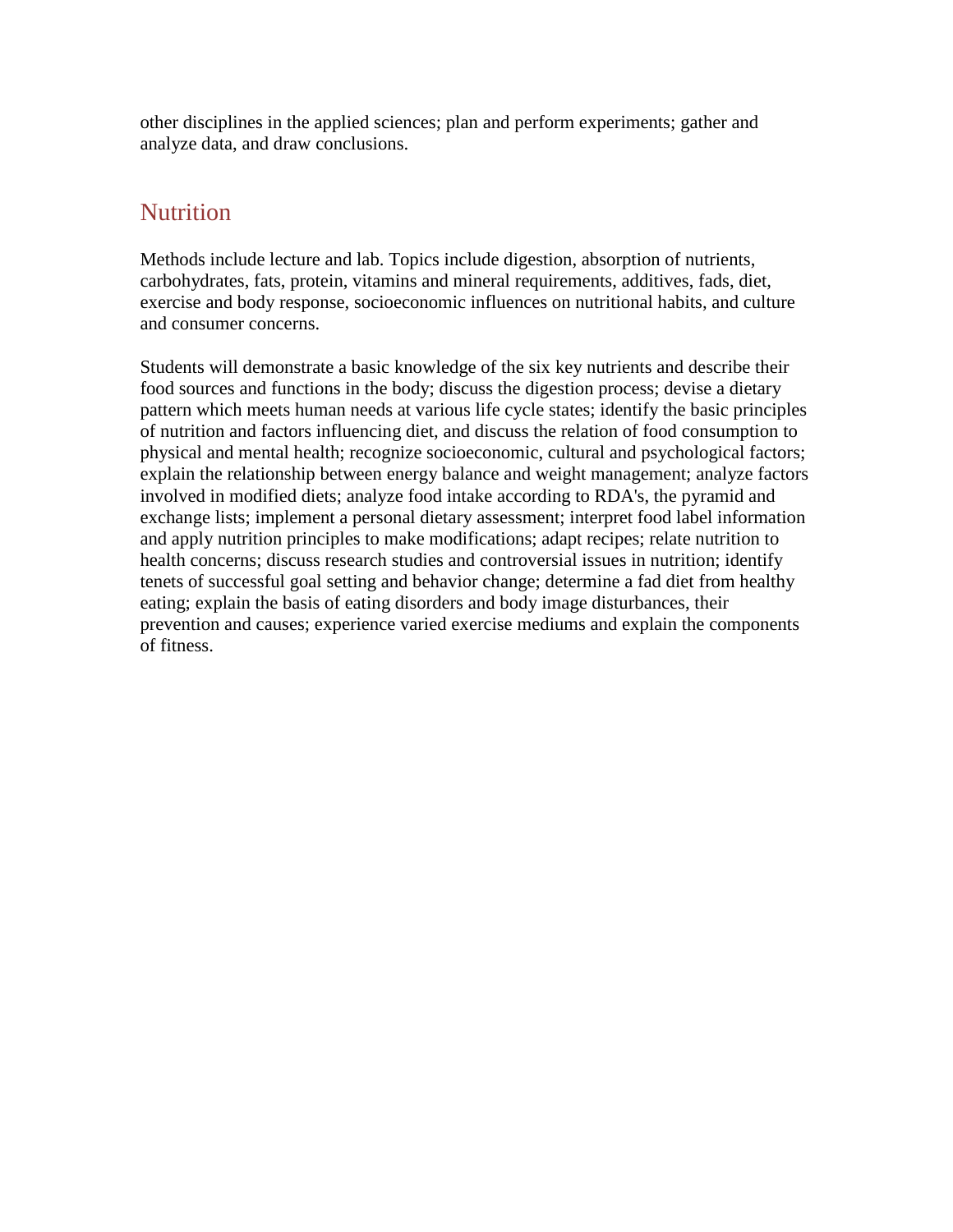other disciplines in the applied sciences; plan and perform experiments; gather and analyze data, and draw conclusions.

## Nutrition

Methods include lecture and lab. Topics include digestion, absorption of nutrients, carbohydrates, fats, protein, vitamins and mineral requirements, additives, fads, diet, exercise and body response, socioeconomic influences on nutritional habits, and culture and consumer concerns.

Students will demonstrate a basic knowledge of the six key nutrients and describe their food sources and functions in the body; discuss the digestion process; devise a dietary pattern which meets human needs at various life cycle states; identify the basic principles of nutrition and factors influencing diet, and discuss the relation of food consumption to physical and mental health; recognize socioeconomic, cultural and psychological factors; explain the relationship between energy balance and weight management; analyze factors involved in modified diets; analyze food intake according to RDA's, the pyramid and exchange lists; implement a personal dietary assessment; interpret food label information and apply nutrition principles to make modifications; adapt recipes; relate nutrition to health concerns; discuss research studies and controversial issues in nutrition; identify tenets of successful goal setting and behavior change; determine a fad diet from healthy eating; explain the basis of eating disorders and body image disturbances, their prevention and causes; experience varied exercise mediums and explain the components of fitness.